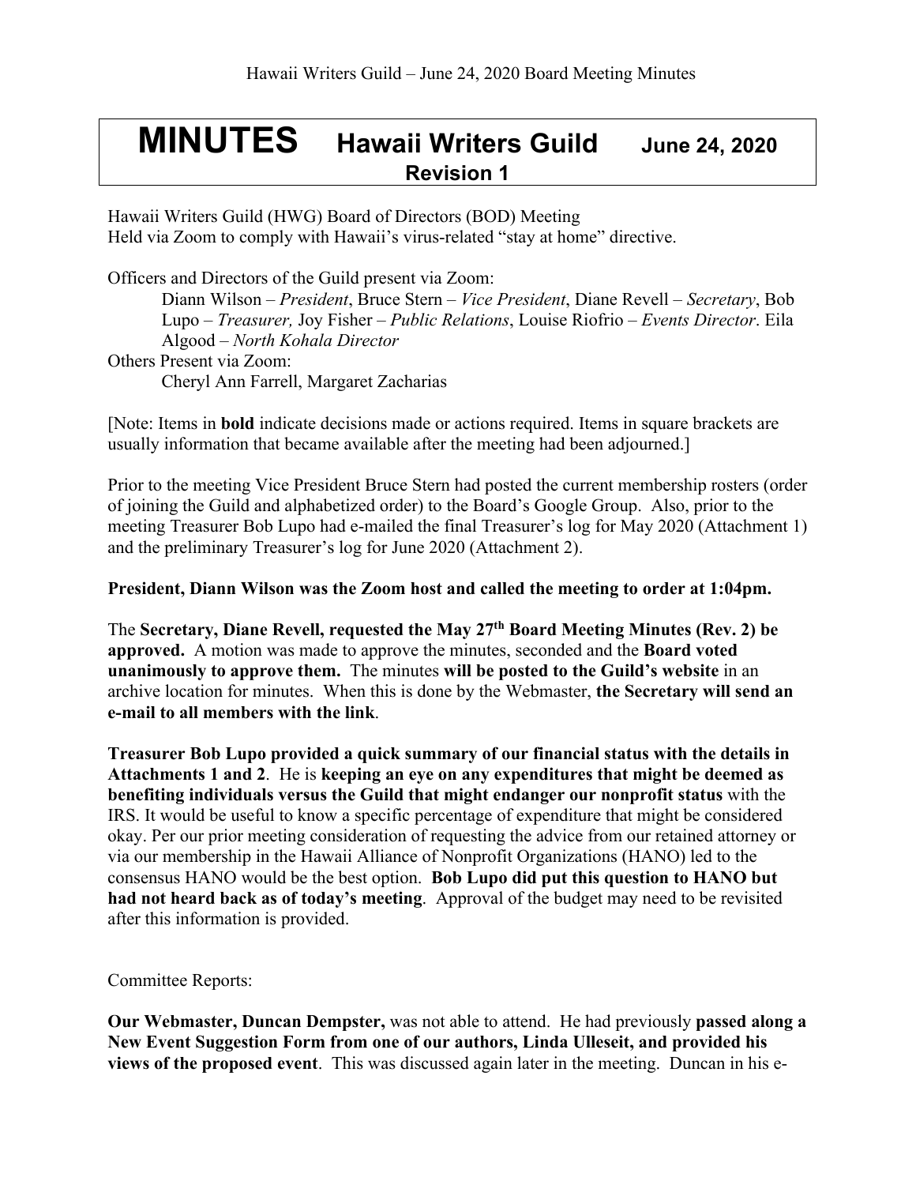# MINUTES Hawaii Writers Guild June 24, 2020

**Revision 1**

Hawaii Writers Guild (HWG) Board of Directors (BOD) Meeting
Held via Zoom to comply with Hawaii's virus-related "stay at home" directive.

Officers and Directors of the Guild present via Zoom:

Diann Wilson – *President*, Bruce Stern – *Vice President*, Diane Revell – *Secretary*, Bob Lupo – *Treasurer,* Joy Fisher – *Public Relations*, Louise Riofrio – *Events Director*. Eila Algood – *North Kohala Director*

Others Present via Zoom:

Cheryl Ann Farrell, Margaret Zacharias

[Note: Items in **bold** indicate decisions made or actions required. Items in square brackets are usually information that became available after the meeting had been adjourned.]

Prior to the meeting Vice President Bruce Stern had posted the current membership rosters (order of joining the Guild and alphabetized order) to the Board's Google Group. Also, prior to the meeting Treasurer Bob Lupo had e-mailed the final Treasurer's log for May 2020 (Attachment 1) and the preliminary Treasurer's log for June 2020 (Attachment 2).

**President, Diann Wilson was the Zoom host and called the meeting to order at 1:04pm.**

The **Secretary, Diane Revell, requested the May 27th Board Meeting Minutes (Rev. 2) be approved.** A motion was made to approve the minutes, seconded and the **Board voted unanimously to approve them.** The minutes **will be posted to the Guild's website** in an archive location for minutes. When this is done by the Webmaster, **the Secretary will send an e-mail to all members with the link**.

**Treasurer Bob Lupo provided a quick summary of our financial status with the details in Attachments 1 and 2**. He is **keeping an eye on any expenditures that might be deemed as benefiting individuals versus the Guild that might endanger our nonprofit status** with the IRS. It would be useful to know a specific percentage of expenditure that might be considered okay. Per our prior meeting consideration of requesting the advice from our retained attorney or via our membership in the Hawaii Alliance of Nonprofit Organizations (HANO) led to the consensus HANO would be the best option. **Bob Lupo did put this question to HANO but had not heard back as of today's meeting**. Approval of the budget may need to be revisited after this information is provided.

Committee Reports:

**Our Webmaster, Duncan Dempster,** was not able to attend. He had previously **passed along a New Event Suggestion Form from one of our authors, Linda Ulleseit, and provided his views of the proposed event**. This was discussed again later in the meeting. Duncan in his e-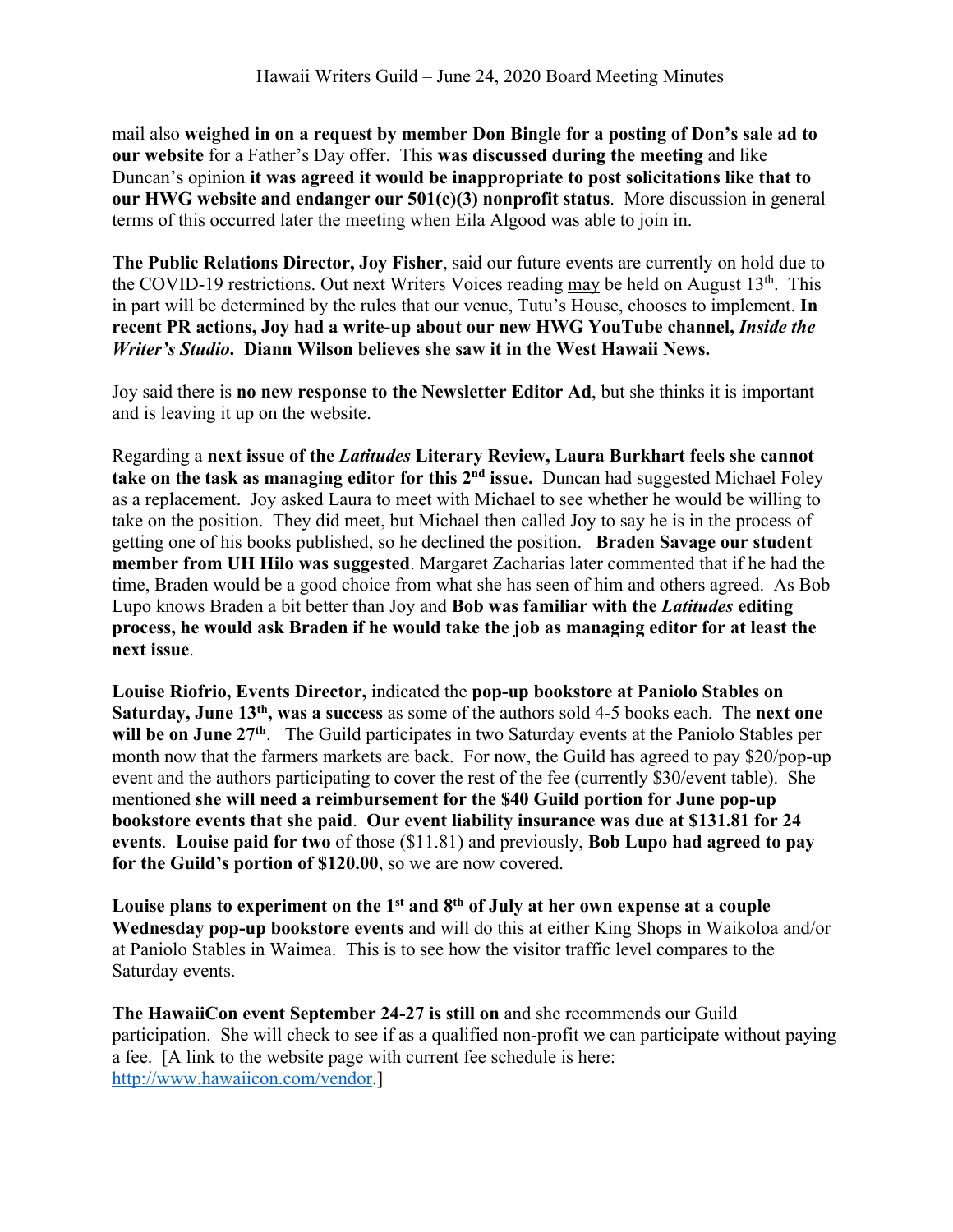mail also **weighed in on a request by member Don Bingle for a posting of Don's sale ad to our website** for a Father's Day offer. This **was discussed during the meeting** and like Duncan's opinion **it was agreed it would be inappropriate to post solicitations like that to our HWG website and endanger our 501(c)(3) nonprofit status**. More discussion in general terms of this occurred later the meeting when Eila Algood was able to join in.

**The Public Relations Director, Joy Fisher**, said our future events are currently on hold due to the COVID-19 restrictions. Out next Writers Voices reading may be held on August 13th. This in part will be determined by the rules that our venue, Tutu's House, chooses to implement. **In recent PR actions, Joy had a write-up about our new HWG YouTube channel, *Inside the Writer's Studio*. Diann Wilson believes she saw it in the West Hawaii News.**

Joy said there is **no new response to the Newsletter Editor Ad**, but she thinks it is important and is leaving it up on the website.

Regarding a **next issue of the *Latitudes* Literary Review, Laura Burkhart feels she cannot take on the task as managing editor for this 2nd issue.** Duncan had suggested Michael Foley as a replacement. Joy asked Laura to meet with Michael to see whether he would be willing to take on the position. They did meet, but Michael then called Joy to say he is in the process of getting one of his books published, so he declined the position. **Braden Savage our student member from UH Hilo was suggested**. Margaret Zacharias later commented that if he had the time, Braden would be a good choice from what she has seen of him and others agreed. As Bob Lupo knows Braden a bit better than Joy and **Bob was familiar with the *Latitudes* editing process, he would ask Braden if he would take the job as managing editor for at least the next issue**.

**Louise Riofrio, Events Director,** indicated the **pop-up bookstore at Paniolo Stables on Saturday, June 13th, was a success** as some of the authors sold 4-5 books each. The **next one will be on June 27th**. The Guild participates in two Saturday events at the Paniolo Stables per month now that the farmers markets are back. For now, the Guild has agreed to pay $20/pop-up event and the authors participating to cover the rest of the fee (currently $30/event table). She mentioned **she will need a reimbursement for the $40 Guild portion for June pop-up bookstore events that she paid**. **Our event liability insurance was due at $131.81 for 24 events**. **Louise paid for two** of those ($11.81) and previously, **Bob Lupo had agreed to pay for the Guild's portion of $120.00**, so we are now covered.

**Louise plans to experiment on the 1st and 8th of July at her own expense at a couple Wednesday pop-up bookstore events** and will do this at either King Shops in Waikoloa and/or at Paniolo Stables in Waimea. This is to see how the visitor traffic level compares to the Saturday events.

**The HawaiiCon event September 24-27 is still on** and she recommends our Guild participation. She will check to see if as a qualified non-profit we can participate without paying a fee. [A link to the website page with current fee schedule is here: http://www.hawaiicon.com/vendor.]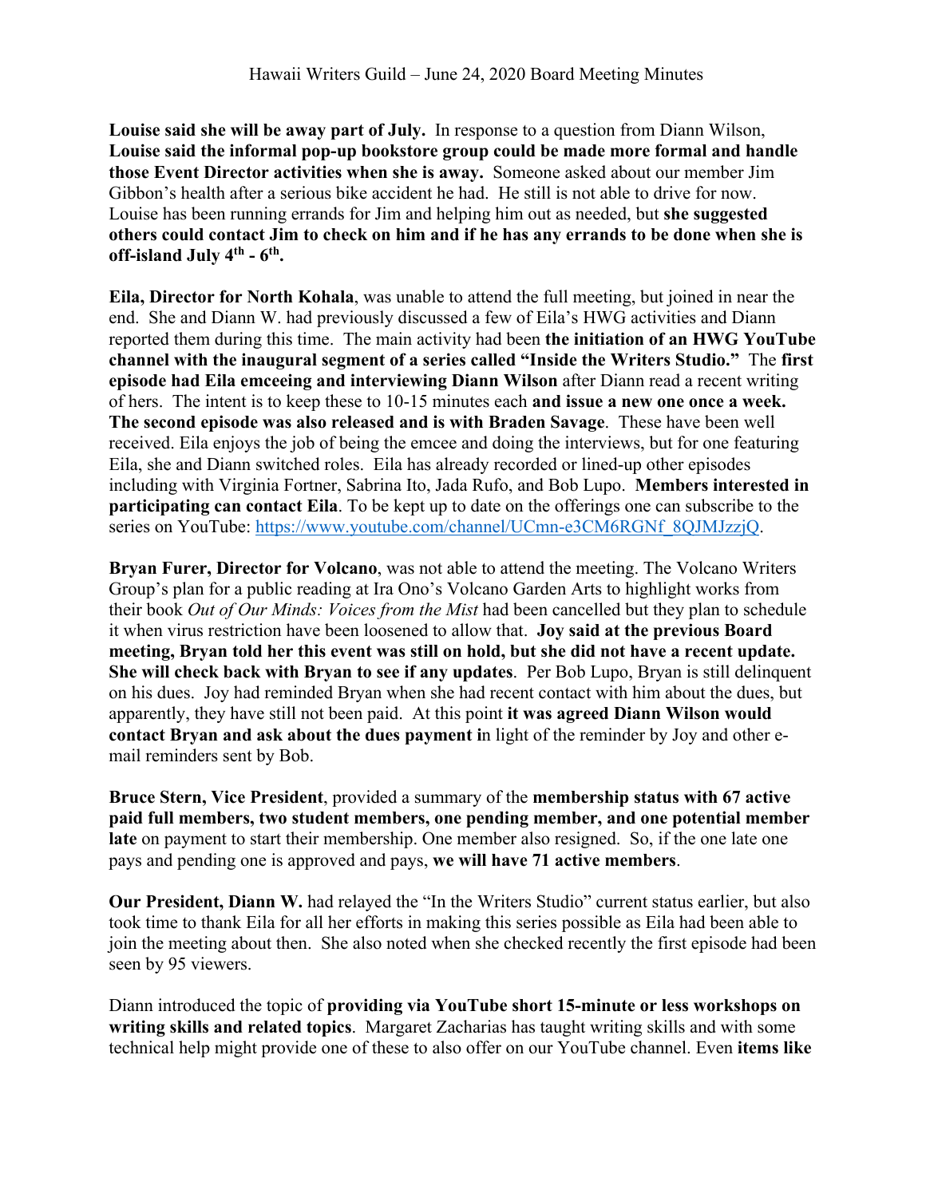Hawaii Writers Guild – June 24, 2020 Board Meeting Minutes

**Louise said she will be away part of July.** In response to a question from Diann Wilson, **Louise said the informal pop-up bookstore group could be made more formal and handle those Event Director activities when she is away.** Someone asked about our member Jim Gibbon's health after a serious bike accident he had. He still is not able to drive for now. Louise has been running errands for Jim and helping him out as needed, but **she suggested others could contact Jim to check on him and if he has any errands to be done when she is off-island July 4th - 6th.**

**Eila, Director for North Kohala**, was unable to attend the full meeting, but joined in near the end. She and Diann W. had previously discussed a few of Eila's HWG activities and Diann reported them during this time. The main activity had been **the initiation of an HWG YouTube channel with the inaugural segment of a series called "Inside the Writers Studio."** The **first episode had Eila emceeing and interviewing Diann Wilson** after Diann read a recent writing of hers. The intent is to keep these to 10-15 minutes each **and issue a new one once a week. The second episode was also released and is with Braden Savage**. These have been well received. Eila enjoys the job of being the emcee and doing the interviews, but for one featuring Eila, she and Diann switched roles. Eila has already recorded or lined-up other episodes including with Virginia Fortner, Sabrina Ito, Jada Rufo, and Bob Lupo. **Members interested in participating can contact Eila**. To be kept up to date on the offerings one can subscribe to the series on YouTube: https://www.youtube.com/channel/UCmn-e3CM6RGNf_8QJMJzzjQ.

**Bryan Furer, Director for Volcano**, was not able to attend the meeting. The Volcano Writers Group's plan for a public reading at Ira Ono's Volcano Garden Arts to highlight works from their book *Out of Our Minds: Voices from the Mist* had been cancelled but they plan to schedule it when virus restriction have been loosened to allow that. **Joy said at the previous Board meeting, Bryan told her this event was still on hold, but she did not have a recent update. She will check back with Bryan to see if any updates**. Per Bob Lupo, Bryan is still delinquent on his dues. Joy had reminded Bryan when she had recent contact with him about the dues, but apparently, they have still not been paid. At this point **it was agreed Diann Wilson would contact Bryan and ask about the dues payment i**n light of the reminder by Joy and other e-mail reminders sent by Bob.

**Bruce Stern, Vice President**, provided a summary of the **membership status with 67 active paid full members, two student members, one pending member, and one potential member late** on payment to start their membership. One member also resigned. So, if the one late one pays and pending one is approved and pays, **we will have 71 active members**.

**Our President, Diann W.** had relayed the "In the Writers Studio" current status earlier, but also took time to thank Eila for all her efforts in making this series possible as Eila had been able to join the meeting about then. She also noted when she checked recently the first episode had been seen by 95 viewers.

Diann introduced the topic of **providing via YouTube short 15-minute or less workshops on writing skills and related topics**. Margaret Zacharias has taught writing skills and with some technical help might provide one of these to also offer on our YouTube channel. Even **items like**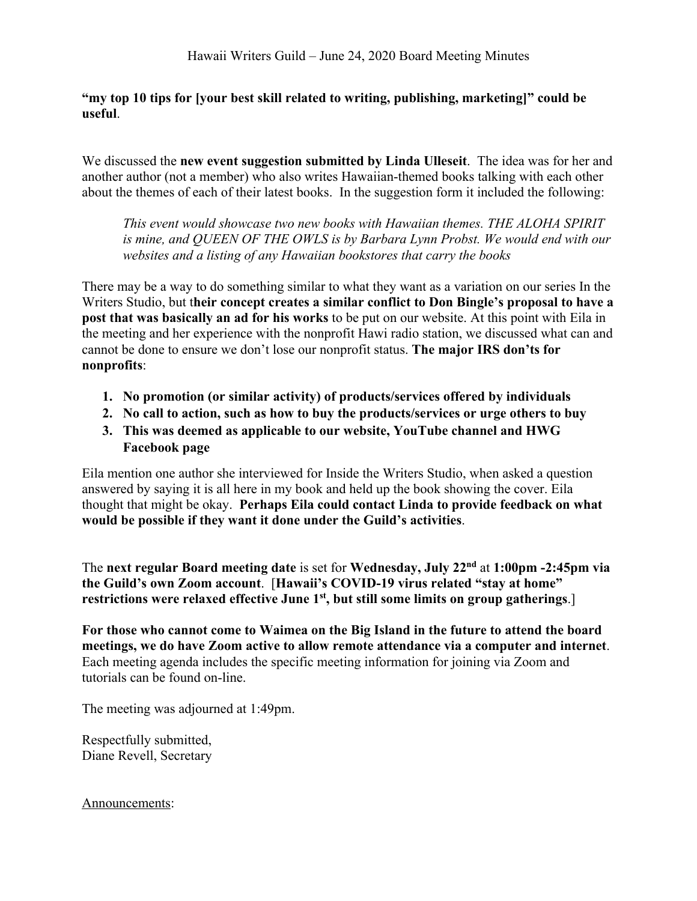**"my top 10 tips for [your best skill related to writing, publishing, marketing]" could be useful**.

We discussed the **new event suggestion submitted by Linda Ulleseit**. The idea was for her and another author (not a member) who also writes Hawaiian-themed books talking with each other about the themes of each of their latest books. In the suggestion form it included the following:

> *This event would showcase two new books with Hawaiian themes. THE ALOHA SPIRIT is mine, and QUEEN OF THE OWLS is by Barbara Lynn Probst. We would end with our websites and a listing of any Hawaiian bookstores that carry the books*

There may be a way to do something similar to what they want as a variation on our series In the Writers Studio, but t**heir concept creates a similar conflict to Don Bingle's proposal to have a post that was basically an ad for his works** to be put on our website. At this point with Eila in the meeting and her experience with the nonprofit Hawi radio station, we discussed what can and cannot be done to ensure we don't lose our nonprofit status. **The major IRS don'ts for nonprofits**:

1. **No promotion (or similar activity) of products/services offered by individuals**
2. **No call to action, such as how to buy the products/services or urge others to buy**
3. **This was deemed as applicable to our website, YouTube channel and HWG Facebook page**

Eila mention one author she interviewed for Inside the Writers Studio, when asked a question answered by saying it is all here in my book and held up the book showing the cover. Eila thought that might be okay. **Perhaps Eila could contact Linda to provide feedback on what would be possible if they want it done under the Guild's activities**.

The **next regular Board meeting date** is set for **Wednesday, July 22nd** at **1:00pm -2:45pm via the Guild's own Zoom account**. [**Hawaii's COVID-19 virus related "stay at home" restrictions were relaxed effective June 1st, but still some limits on group gatherings**.]

**For those who cannot come to Waimea on the Big Island in the future to attend the board meetings, we do have Zoom active to allow remote attendance via a computer and internet**. Each meeting agenda includes the specific meeting information for joining via Zoom and tutorials can be found on-line.

The meeting was adjourned at 1:49pm.

Respectfully submitted,
Diane Revell, Secretary

Announcements: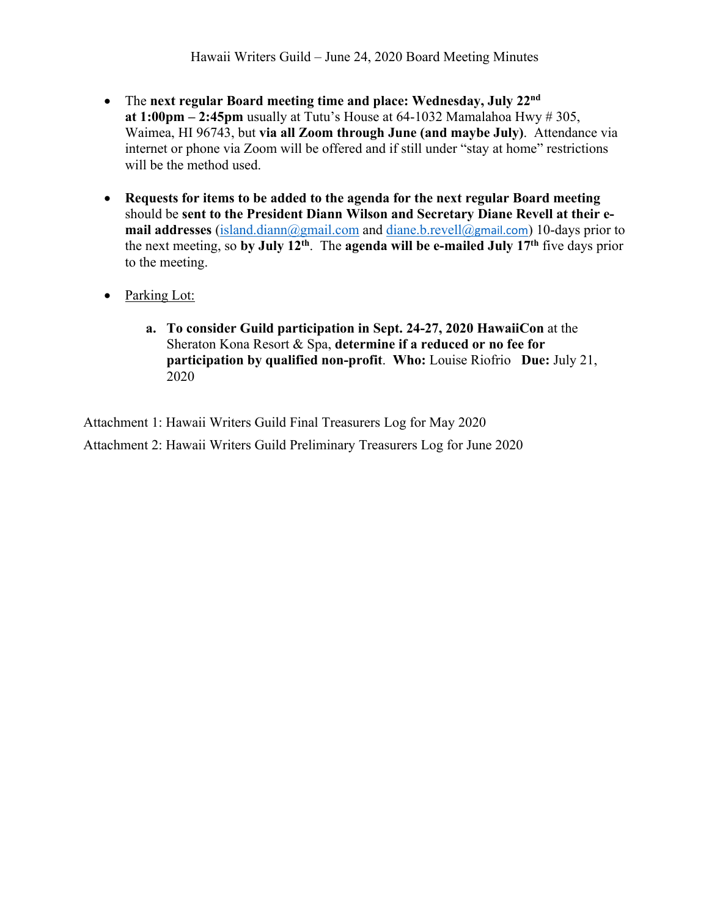- The **next regular Board meeting time and place: Wednesday, July 22nd at 1:00pm – 2:45pm** usually at Tutu's House at 64-1032 Mamalahoa Hwy # 305, Waimea, HI 96743, but **via all Zoom through June (and maybe July)**. Attendance via internet or phone via Zoom will be offered and if still under "stay at home" restrictions will be the method used.

- **Requests for items to be added to the agenda for the next regular Board meeting** should be **sent to the President Diann Wilson and Secretary Diane Revell at their e-mail addresses** (island.diann@gmail.com and diane.b.revell@gmail.com) 10-days prior to the next meeting, so **by July 12th**. The **agenda will be e-mailed July 17th** five days prior to the meeting.

- Parking Lot:

    **a. To consider Guild participation in Sept. 24-27, 2020 HawaiiCon** at the Sheraton Kona Resort & Spa, **determine if a reduced or no fee for participation by qualified non-profit**. **Who:** Louise Riofrio **Due:** July 21, 2020

Attachment 1: Hawaii Writers Guild Final Treasurers Log for May 2020

Attachment 2: Hawaii Writers Guild Preliminary Treasurers Log for June 2020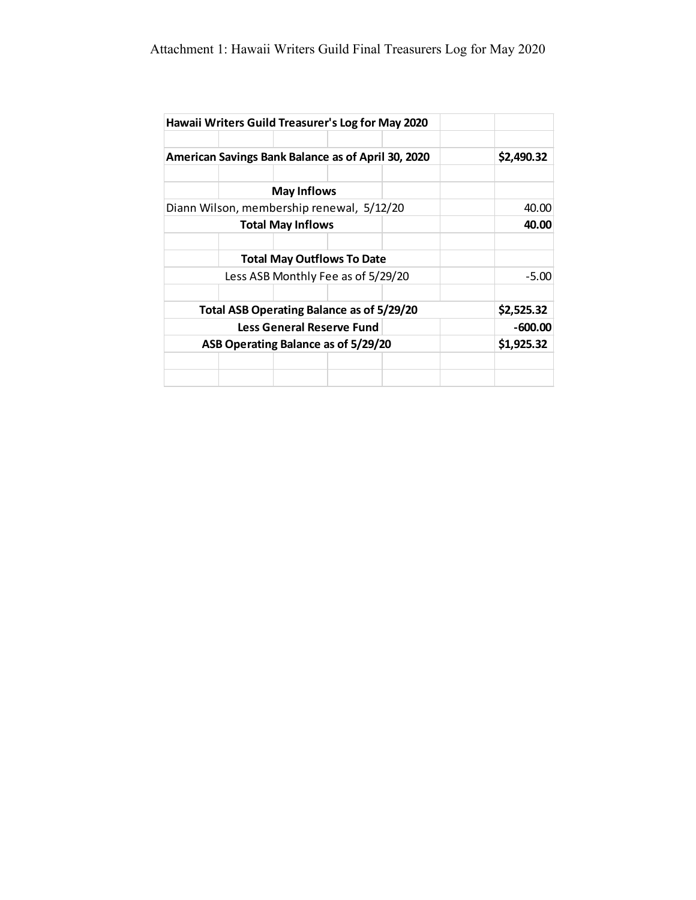Attachment 1: Hawaii Writers Guild Final Treasurers Log for May 2020

| | |
|---|---|
| **Hawaii Writers Guild Treasurer's Log for May 2020** | |
| | |
| **American Savings Bank Balance as of April 30, 2020** | **$2,490.32** |
| | |
| **May Inflows** | |
| Diann Wilson, membership renewal, 5/12/20 | 40.00 |
| **Total May Inflows** | **40.00** |
| | |
| **Total May Outflows To Date** | |
| Less ASB Monthly Fee as of 5/29/20 | -5.00 |
| | |
| **Total ASB Operating Balance as of 5/29/20** | **$2,525.32** |
| **Less General Reserve Fund** | **-600.00** |
| **ASB Operating Balance as of 5/29/20** | **$1,925.32** |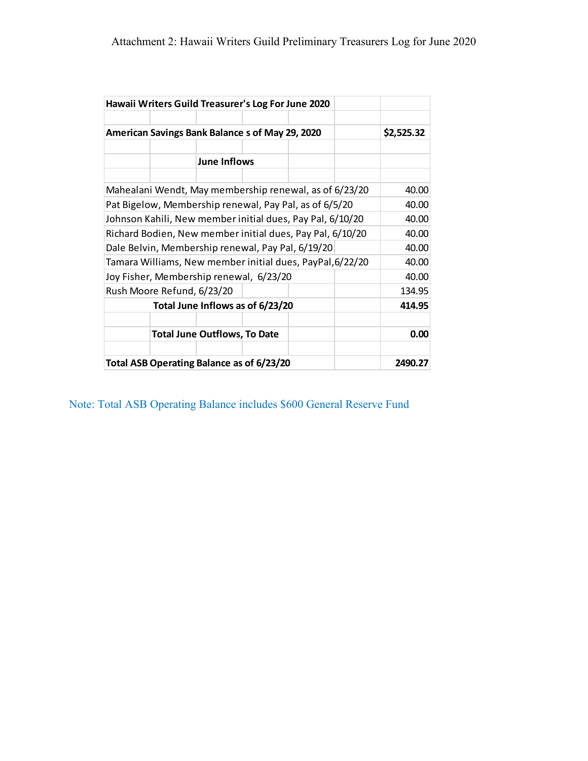Attachment 2: Hawaii Writers Guild Preliminary Treasurers Log for June 2020

| | |
|---|---|
| **Hawaii Writers Guild Treasurer's Log For June 2020** | |
| | |
| **American Savings Bank Balance s of May 29, 2020** | **$2,525.32** |
| | |
| **June Inflows** | |
| | |
| Mahealani Wendt, May membership renewal, as of 6/23/20 | 40.00 |
| Pat Bigelow, Membership renewal, Pay Pal, as of 6/5/20 | 40.00 |
| Johnson Kahili, New member initial dues, Pay Pal, 6/10/20 | 40.00 |
| Richard Bodien, New member initial dues, Pay Pal, 6/10/20 | 40.00 |
| Dale Belvin, Membership renewal, Pay Pal, 6/19/20 | 40.00 |
| Tamara Williams, New member initial dues, PayPal,6/22/20 | 40.00 |
| Joy Fisher, Membership renewal, 6/23/20 | 40.00 |
| Rush Moore Refund, 6/23/20 | 134.95 |
| **Total June Inflows as of 6/23/20** | **414.95** |
| | |
| **Total June Outflows, To Date** | **0.00** |
| | |
| **Total ASB Operating Balance as of 6/23/20** | **2490.27** |

Note: Total ASB Operating Balance includes $600 General Reserve Fund